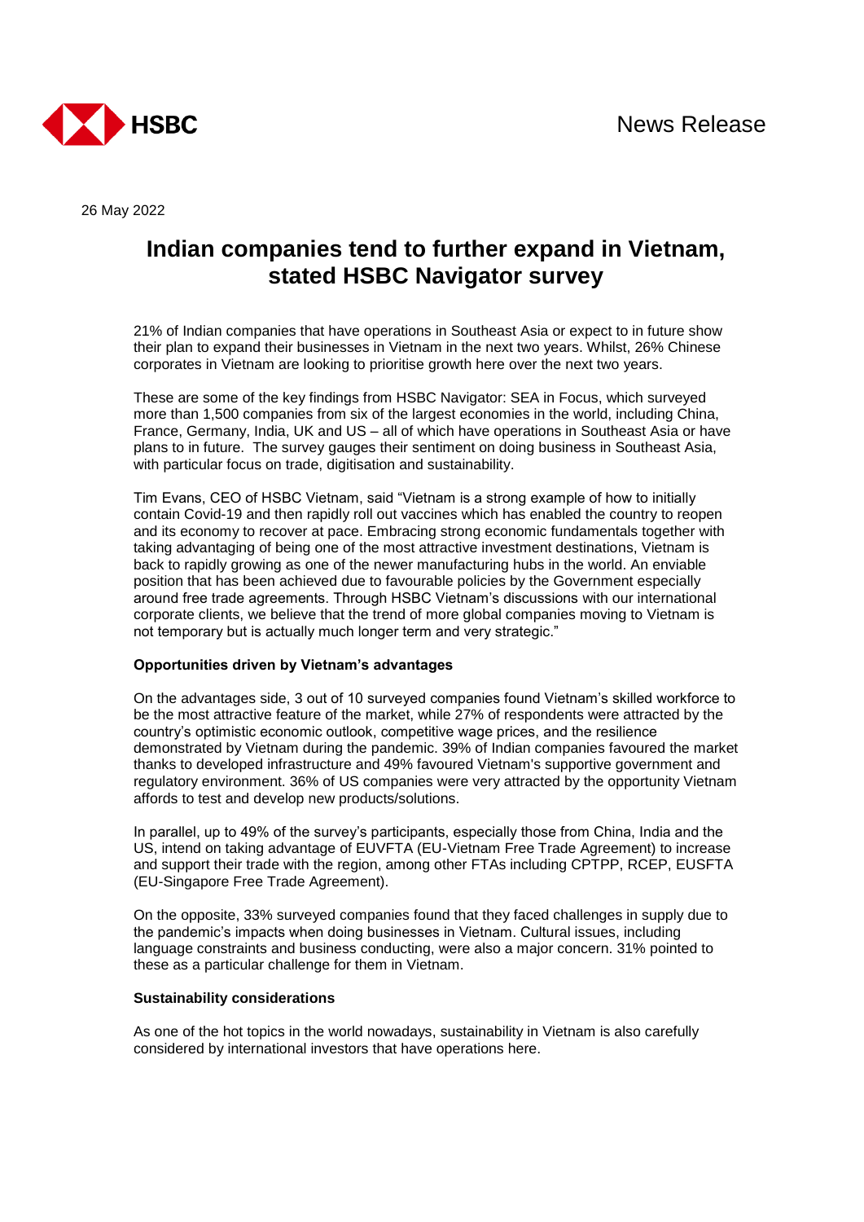HSBC

News Release

26 May 2022

# Indian companies tend to further expand in Vietnam, stated HSBC Navigator survey

21% of Indian companies that have operations in Southeast Asia or expect to in future show their plan to expand their businesses in Vietnam in the next two years. Whilst, 26% Chinese corporates in Vietnam are looking to prioritise growth here over the next two years.

These are some of the key findings from HSBC Navigator: SEA in Focus, which surveyed more than 1,500 companies from six of the largest economies in the world, including China, France, Germany, India, UK and US – all of which have operations in Southeast Asia or have plans to in future. The survey gauges their sentiment on doing business in Southeast Asia, with particular focus on trade, digitisation and sustainability.

Tim Evans, CEO of HSBC Vietnam, said "Vietnam is a strong example of how to initially contain Covid-19 and then rapidly roll out vaccines which has enabled the country to reopen and its economy to recover at pace. Embracing strong economic fundamentals together with taking advantaging of being one of the most attractive investment destinations, Vietnam is back to rapidly growing as one of the newer manufacturing hubs in the world. An enviable position that has been achieved due to favourable policies by the Government especially around free trade agreements. Through HSBC Vietnam's discussions with our international corporate clients, we believe that the trend of more global companies moving to Vietnam is not temporary but is actually much longer term and very strategic."

**Opportunities driven by Vietnam's advantages**

On the advantages side, 3 out of 10 surveyed companies found Vietnam's skilled workforce to be the most attractive feature of the market, while 27% of respondents were attracted by the country's optimistic economic outlook, competitive wage prices, and the resilience demonstrated by Vietnam during the pandemic. 39% of Indian companies favoured the market thanks to developed infrastructure and 49% favoured Vietnam's supportive government and regulatory environment. 36% of US companies were very attracted by the opportunity Vietnam affords to test and develop new products/solutions.

In parallel, up to 49% of the survey's participants, especially those from China, India and the US, intend on taking advantage of EUVFTA (EU-Vietnam Free Trade Agreement) to increase and support their trade with the region, among other FTAs including CPTPP, RCEP, EUSFTA (EU-Singapore Free Trade Agreement).

On the opposite, 33% surveyed companies found that they faced challenges in supply due to the pandemic's impacts when doing businesses in Vietnam. Cultural issues, including language constraints and business conducting, were also a major concern. 31% pointed to these as a particular challenge for them in Vietnam.

**Sustainability considerations**

As one of the hot topics in the world nowadays, sustainability in Vietnam is also carefully considered by international investors that have operations here.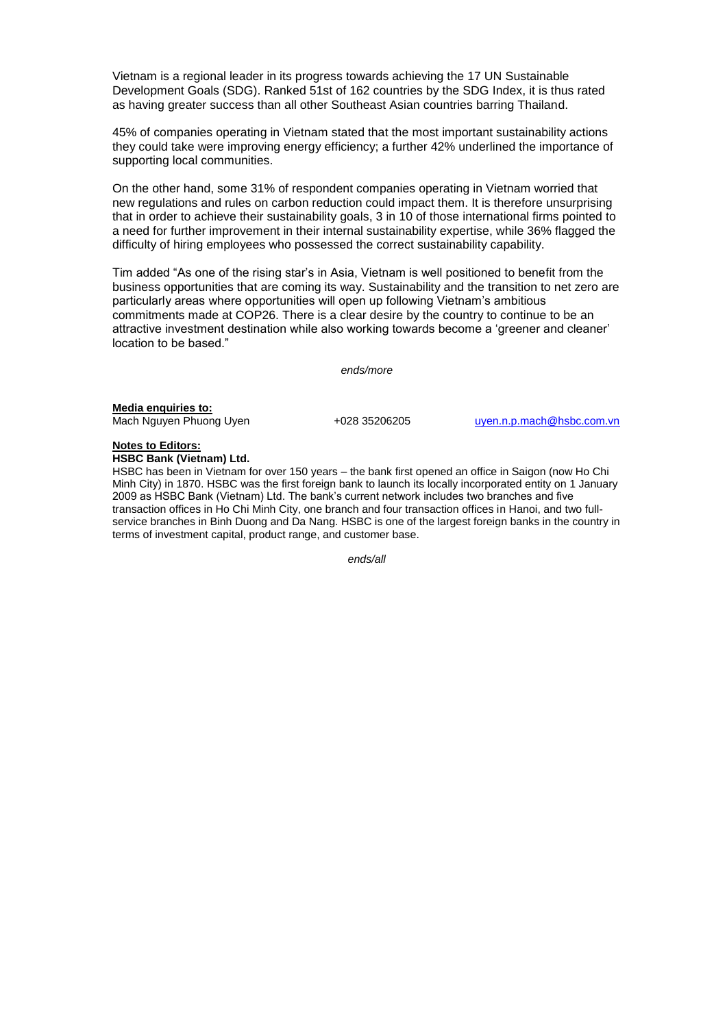Vietnam is a regional leader in its progress towards achieving the 17 UN Sustainable Development Goals (SDG). Ranked 51st of 162 countries by the SDG Index, it is thus rated as having greater success than all other Southeast Asian countries barring Thailand.

45% of companies operating in Vietnam stated that the most important sustainability actions they could take were improving energy efficiency; a further 42% underlined the importance of supporting local communities.

On the other hand, some 31% of respondent companies operating in Vietnam worried that new regulations and rules on carbon reduction could impact them. It is therefore unsurprising that in order to achieve their sustainability goals, 3 in 10 of those international firms pointed to a need for further improvement in their internal sustainability expertise, while 36% flagged the difficulty of hiring employees who possessed the correct sustainability capability.

Tim added "As one of the rising star's in Asia, Vietnam is well positioned to benefit from the business opportunities that are coming its way. Sustainability and the transition to net zero are particularly areas where opportunities will open up following Vietnam's ambitious commitments made at COP26. There is a clear desire by the country to continue to be an attractive investment destination while also working towards become a 'greener and cleaner' location to be based."

*ends/more*

**Media enquiries to:**

Mach Nguyen Phuong Uyen    +028 35206205    uyen.n.p.mach@hsbc.com.vn

**Notes to Editors:**

**HSBC Bank (Vietnam) Ltd.**

HSBC has been in Vietnam for over 150 years – the bank first opened an office in Saigon (now Ho Chi Minh City) in 1870. HSBC was the first foreign bank to launch its locally incorporated entity on 1 January 2009 as HSBC Bank (Vietnam) Ltd. The bank's current network includes two branches and five transaction offices in Ho Chi Minh City, one branch and four transaction offices in Hanoi, and two full-service branches in Binh Duong and Da Nang. HSBC is one of the largest foreign banks in the country in terms of investment capital, product range, and customer base.

*ends/all*